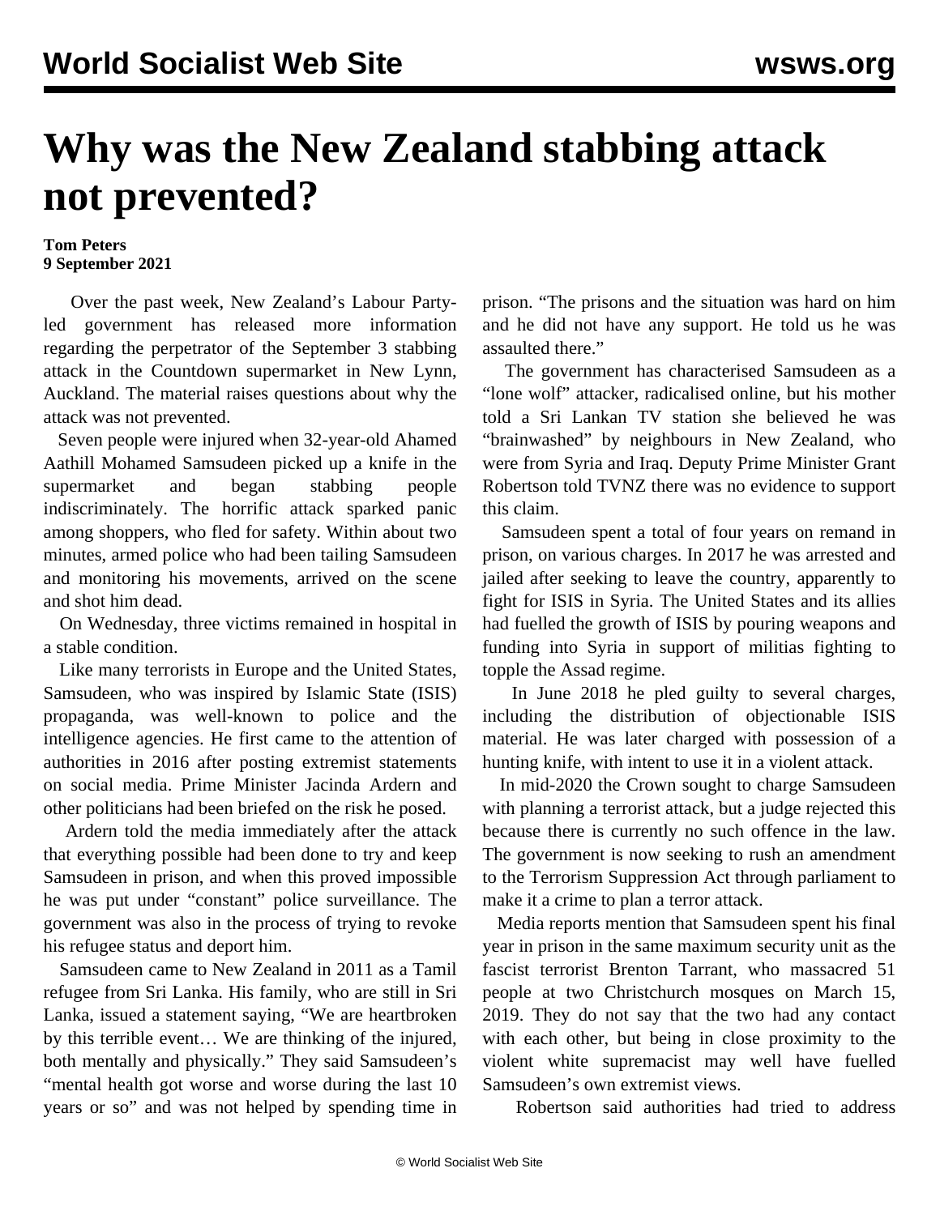# Why was the New Zealand stabbing attack not prevented?

**Tom Peters**
**9 September 2021**

Over the past week, New Zealand's Labour Party-led government has released more information regarding the perpetrator of the September 3 stabbing attack in the Countdown supermarket in New Lynn, Auckland. The material raises questions about why the attack was not prevented.

Seven people were injured when 32-year-old Ahamed Aathill Mohamed Samsudeen picked up a knife in the supermarket and began stabbing people indiscriminately. The horrific attack sparked panic among shoppers, who fled for safety. Within about two minutes, armed police who had been tailing Samsudeen and monitoring his movements, arrived on the scene and shot him dead.

On Wednesday, three victims remained in hospital in a stable condition.

Like many terrorists in Europe and the United States, Samsudeen, who was inspired by Islamic State (ISIS) propaganda, was well-known to police and the intelligence agencies. He first came to the attention of authorities in 2016 after posting extremist statements on social media. Prime Minister Jacinda Ardern and other politicians had been briefed on the risk he posed.

Ardern told the media immediately after the attack that everything possible had been done to try and keep Samsudeen in prison, and when this proved impossible he was put under "constant" police surveillance. The government was also in the process of trying to revoke his refugee status and deport him.

Samsudeen came to New Zealand in 2011 as a Tamil refugee from Sri Lanka. His family, who are still in Sri Lanka, issued a statement saying, "We are heartbroken by this terrible event… We are thinking of the injured, both mentally and physically." They said Samsudeen's "mental health got worse and worse during the last 10 years or so" and was not helped by spending time in prison. "The prisons and the situation was hard on him and he did not have any support. He told us he was assaulted there."

The government has characterised Samsudeen as a "lone wolf" attacker, radicalised online, but his mother told a Sri Lankan TV station she believed he was "brainwashed" by neighbours in New Zealand, who were from Syria and Iraq. Deputy Prime Minister Grant Robertson told TVNZ there was no evidence to support this claim.

Samsudeen spent a total of four years on remand in prison, on various charges. In 2017 he was arrested and jailed after seeking to leave the country, apparently to fight for ISIS in Syria. The United States and its allies had fuelled the growth of ISIS by pouring weapons and funding into Syria in support of militias fighting to topple the Assad regime.

In June 2018 he pled guilty to several charges, including the distribution of objectionable ISIS material. He was later charged with possession of a hunting knife, with intent to use it in a violent attack.

In mid-2020 the Crown sought to charge Samsudeen with planning a terrorist attack, but a judge rejected this because there is currently no such offence in the law. The government is now seeking to rush an amendment to the Terrorism Suppression Act through parliament to make it a crime to plan a terror attack.

Media reports mention that Samsudeen spent his final year in prison in the same maximum security unit as the fascist terrorist Brenton Tarrant, who massacred 51 people at two Christchurch mosques on March 15, 2019. They do not say that the two had any contact with each other, but being in close proximity to the violent white supremacist may well have fuelled Samsudeen's own extremist views.

Robertson said authorities had tried to address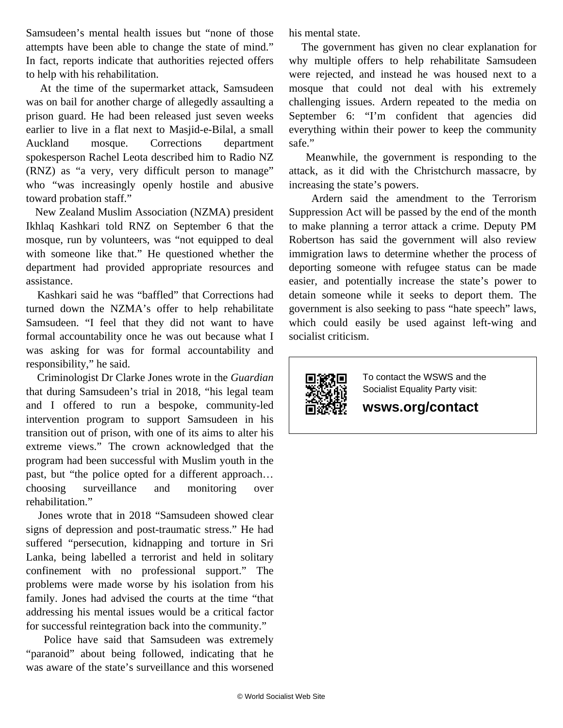Samsudeen's mental health issues but "none of those attempts have been able to change the state of mind." In fact, reports indicate that authorities rejected offers to help with his rehabilitation.

At the time of the supermarket attack, Samsudeen was on bail for another charge of allegedly assaulting a prison guard. He had been released just seven weeks earlier to live in a flat next to Masjid-e-Bilal, a small Auckland mosque. Corrections department spokesperson Rachel Leota described him to Radio NZ (RNZ) as "a very, very difficult person to manage" who "was increasingly openly hostile and abusive toward probation staff."

New Zealand Muslim Association (NZMA) president Ikhlaq Kashkari told RNZ on September 6 that the mosque, run by volunteers, was "not equipped to deal with someone like that." He questioned whether the department had provided appropriate resources and assistance.

Kashkari said he was "baffled" that Corrections had turned down the NZMA's offer to help rehabilitate Samsudeen. "I feel that they did not want to have formal accountability once he was out because what I was asking for was for formal accountability and responsibility," he said.

Criminologist Dr Clarke Jones wrote in the *Guardian* that during Samsudeen's trial in 2018, "his legal team and I offered to run a bespoke, community-led intervention program to support Samsudeen in his transition out of prison, with one of its aims to alter his extreme views." The crown acknowledged that the program had been successful with Muslim youth in the past, but "the police opted for a different approach… choosing surveillance and monitoring over rehabilitation."

Jones wrote that in 2018 "Samsudeen showed clear signs of depression and post-traumatic stress." He had suffered "persecution, kidnapping and torture in Sri Lanka, being labelled a terrorist and held in solitary confinement with no professional support." The problems were made worse by his isolation from his family. Jones had advised the courts at the time "that addressing his mental issues would be a critical factor for successful reintegration back into the community."

Police have said that Samsudeen was extremely "paranoid" about being followed, indicating that he was aware of the state's surveillance and this worsened his mental state.

The government has given no clear explanation for why multiple offers to help rehabilitate Samsudeen were rejected, and instead he was housed next to a mosque that could not deal with his extremely challenging issues. Ardern repeated to the media on September 6: "I'm confident that agencies did everything within their power to keep the community safe."

Meanwhile, the government is responding to the attack, as it did with the Christchurch massacre, by increasing the state's powers.

Ardern said the amendment to the Terrorism Suppression Act will be passed by the end of the month to make planning a terror attack a crime. Deputy PM Robertson has said the government will also review immigration laws to determine whether the process of deporting someone with refugee status can be made easier, and potentially increase the state's power to detain someone while it seeks to deport them. The government is also seeking to pass "hate speech" laws, which could easily be used against left-wing and socialist criticism.

To contact the WSWS and the Socialist Equality Party visit:

**wsws.org/contact**